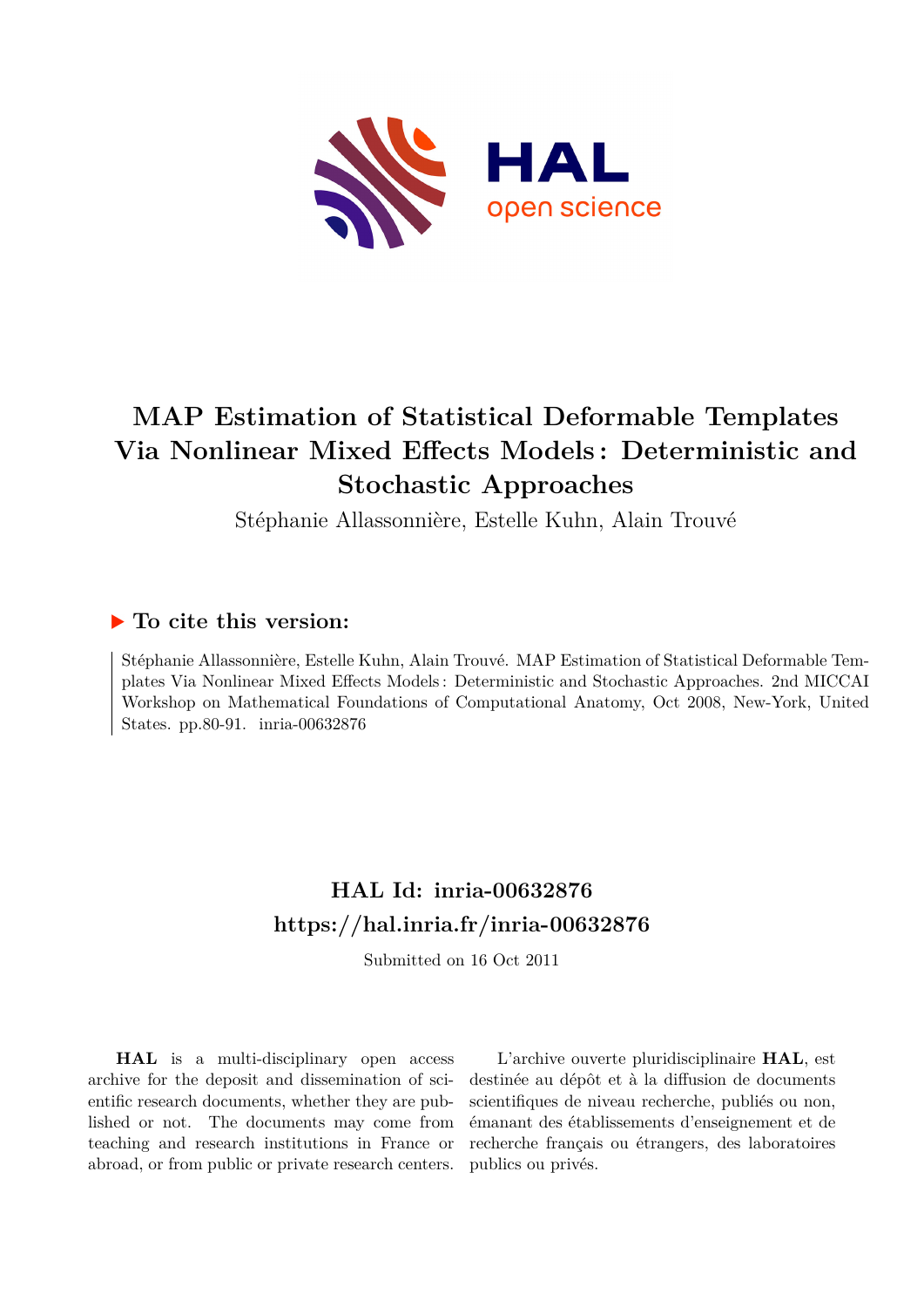# MAP Estimation of Statistical Deformable Templates Via Nonlinear Mixed Effects Models : Deterministic and Stochastic Approaches

Stéphanie Allassonnière, Estelle Kuhn, Alain Trouvé

## ▶ To cite this version:

Stéphanie Allassonnière, Estelle Kuhn, Alain Trouvé. MAP Estimation of Statistical Deformable Templates Via Nonlinear Mixed Effects Models : Deterministic and Stochastic Approaches. 2nd MICCAI Workshop on Mathematical Foundations of Computational Anatomy, Oct 2008, New-York, United States. pp.80-91. inria-00632876

## HAL Id: inria-00632876

## https://hal.inria.fr/inria-00632876

Submitted on 16 Oct 2011

**HAL** is a multi-disciplinary open access archive for the deposit and dissemination of scientific research documents, whether they are published or not. The documents may come from teaching and research institutions in France or abroad, or from public or private research centers.

L'archive ouverte pluridisciplinaire **HAL**, est destinée au dépôt et à la diffusion de documents scientifiques de niveau recherche, publiés ou non, émanant des établissements d'enseignement et de recherche français ou étrangers, des laboratoires publics ou privés.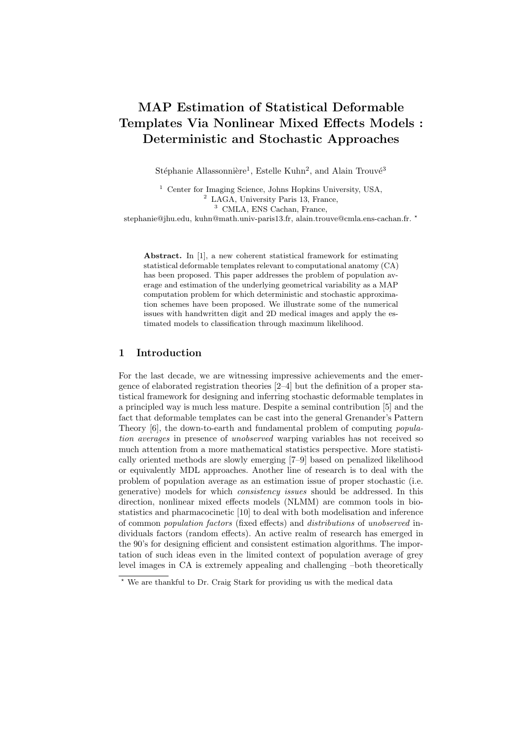# MAP Estimation of Statistical Deformable Templates Via Nonlinear Mixed Effects Models : Deterministic and Stochastic Approaches

Stéphanie Allassonnière[1], Estelle Kuhn[2], and Alain Trouvé[3]

[1] Center for Imaging Science, Johns Hopkins University, USA,
[2] LAGA, University Paris 13, France,
[3] CMLA, ENS Cachan, France,
stephanie@jhu.edu, kuhn@math.univ-paris13.fr, alain.trouve@cmla.ens-cachan.fr. ⋆

**Abstract.** In [1], a new coherent statistical framework for estimating statistical deformable templates relevant to computational anatomy (CA) has been proposed. This paper addresses the problem of population average and estimation of the underlying geometrical variability as a MAP computation problem for which deterministic and stochastic approximation schemes have been proposed. We illustrate some of the numerical issues with handwritten digit and 2D medical images and apply the estimated models to classification through maximum likelihood.

## 1 Introduction

For the last decade, we are witnessing impressive achievements and the emergence of elaborated registration theories [2–4] but the definition of a proper statistical framework for designing and inferring stochastic deformable templates in a principled way is much less mature. Despite a seminal contribution [5] and the fact that deformable templates can be cast into the general Grenander's Pattern Theory [6], the down-to-earth and fundamental problem of computing *population averages* in presence of *unobserved* warping variables has not received so much attention from a more mathematical statistics perspective. More statistically oriented methods are slowly emerging [7–9] based on penalized likelihood or equivalently MDL approaches. Another line of research is to deal with the problem of population average as an estimation issue of proper stochastic (i.e. generative) models for which *consistency issues* should be addressed. In this direction, nonlinear mixed effects models (NLMM) are common tools in biostatistics and pharmacocinetic [10] to deal with both modelisation and inference of common *population factors* (fixed effects) and *distributions* of *unobserved* individuals factors (random effects). An active realm of research has emerged in the 90's for designing efficient and consistent estimation algorithms. The importation of such ideas even in the limited context of population average of grey level images in CA is extremely appealing and challenging –both theoretically

⋆ We are thankful to Dr. Craig Stark for providing us with the medical data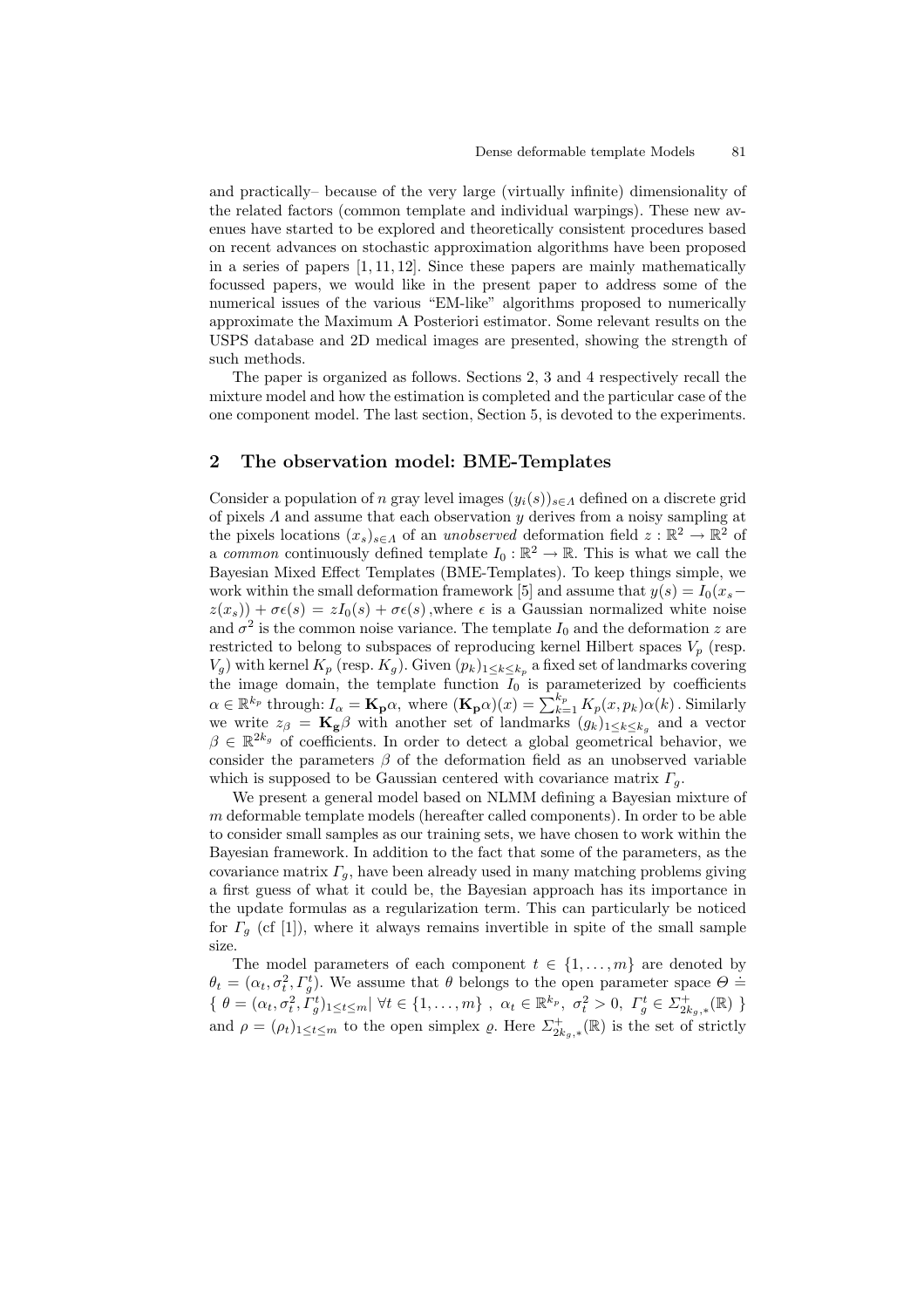and practically– because of the very large (virtually infinite) dimensionality of the related factors (common template and individual warpings). These new avenues have started to be explored and theoretically consistent procedures based on recent advances on stochastic approximation algorithms have been proposed in a series of papers [1, 11, 12]. Since these papers are mainly mathematically focussed papers, we would like in the present paper to address some of the numerical issues of the various "EM-like" algorithms proposed to numerically approximate the Maximum A Posteriori estimator. Some relevant results on the USPS database and 2D medical images are presented, showing the strength of such methods.

The paper is organized as follows. Sections 2, 3 and 4 respectively recall the mixture model and how the estimation is completed and the particular case of the one component model. The last section, Section 5, is devoted to the experiments.

## 2 The observation model: BME-Templates

Consider a population of $n$ gray level images $(y_i(s))_{s\in\Lambda}$ defined on a discrete grid of pixels $\Lambda$ and assume that each observation $y$ derives from a noisy sampling at the pixels locations $(x_s)_{s\in\Lambda}$ of an *unobserved* deformation field $z : \mathbb{R}^2 \to \mathbb{R}^2$ of a *common* continuously defined template $I_0 : \mathbb{R}^2 \to \mathbb{R}$. This is what we call the Bayesian Mixed Effect Templates (BME-Templates). To keep things simple, we work within the small deformation framework [5] and assume that $y(s) = I_0(x_s - z(x_s)) + \sigma\epsilon(s) = zI_0(s) + \sigma\epsilon(s)$ ,where $\epsilon$ is a Gaussian normalized white noise and $\sigma^2$ is the common noise variance. The template $I_0$ and the deformation $z$ are restricted to belong to subspaces of reproducing kernel Hilbert spaces $V_p$ (resp. $V_g$) with kernel $K_p$ (resp. $K_g$). Given $(p_k)_{1\leq k\leq k_p}$ a fixed set of landmarks covering the image domain, the template function $I_0$ is parameterized by coefficients $\alpha \in \mathbb{R}^{k_p}$ through: $I_\alpha = \mathbf{K_p}\alpha$, where $(\mathbf{K_p}\alpha)(x) = \sum_{k=1}^{k_p} K_p(x, p_k)\alpha(k)$ . Similarly we write $z_\beta = \mathbf{K_g}\beta$ with another set of landmarks $(g_k)_{1\leq k\leq k_g}$ and a vector $\beta \in \mathbb{R}^{2k_g}$ of coefficients. In order to detect a global geometrical behavior, we consider the parameters $\beta$ of the deformation field as an unobserved variable which is supposed to be Gaussian centered with covariance matrix $\Gamma_g$.

We present a general model based on NLMM defining a Bayesian mixture of $m$ deformable template models (hereafter called components). In order to be able to consider small samples as our training sets, we have chosen to work within the Bayesian framework. In addition to the fact that some of the parameters, as the covariance matrix $\Gamma_g$, have been already used in many matching problems giving a first guess of what it could be, the Bayesian approach has its importance in the update formulas as a regularization term. This can particularly be noticed for $\Gamma_g$ (cf [1]), where it always remains invertible in spite of the small sample size.

The model parameters of each component $t \in \{1, \dots, m\}$ are denoted by $\theta_t = (\alpha_t, \sigma_t^2, \Gamma_g^t)$. We assume that $\theta$ belongs to the open parameter space $\Theta \doteq \{\ \theta = (\alpha_t, \sigma_t^2, \Gamma_g^t)_{1\leq t\leq m} |\ \forall t \in \{1, \dots, m\}\ ,\ \alpha_t \in \mathbb{R}^{k_p},\ \sigma_t^2 > 0,\ \Gamma_g^t \in \Sigma_{2k_g,*}^+(\mathbb{R})\ \}$ and $\rho = (\rho_t)_{1\leq t\leq m}$ to the open simplex $\varrho$. Here $\Sigma_{2k_g,*}^+(\mathbb{R})$ is the set of strictly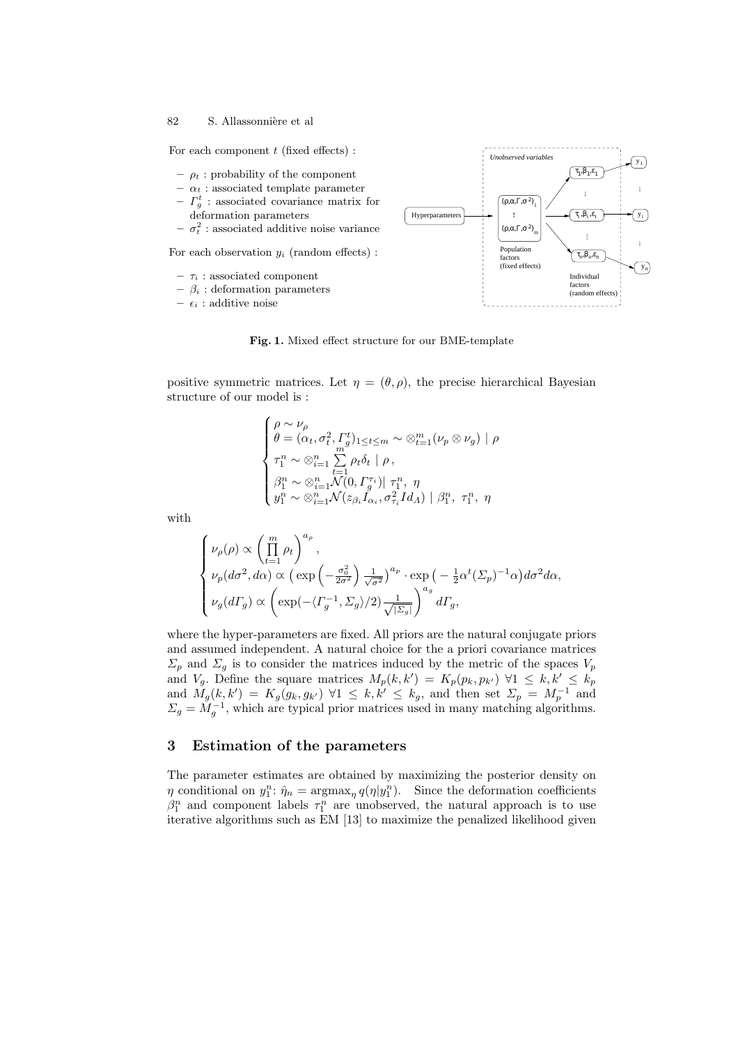For each component $t$ (fixed effects) :

- $\rho_t$ : probability of the component
- $\alpha_t$ : associated template parameter
- $\Gamma_g^t$ : associated covariance matrix for deformation parameters
- $\sigma_t^2$ : associated additive noise variance

For each observation $y_i$ (random effects) :

- $\tau_i$ : associated component
- $\beta_i$ : deformation parameters
- $\epsilon_i$ : additive noise

**Fig. 1.** Mixed effect structure for our BME-template

positive symmetric matrices. Let $\eta = (\theta, \rho)$, the precise hierarchical Bayesian structure of our model is :

$$
\begin{cases}
\rho \sim \nu_\rho \\
\theta = (\alpha_t, \sigma_t^2, \Gamma_g^t)_{1 \le t \le m} \sim \otimes_{t=1}^m (\nu_p \otimes \nu_g) \mid \rho \\
\tau_1^n \sim \otimes_{i=1}^n \sum_{t=1}^m \rho_t \delta_t \mid \rho\,, \\
\beta_1^n \sim \otimes_{i=1}^n \mathcal{N}(0, \Gamma_g^{\tau_i}) | \ \tau_1^n, \ \eta \\
y_1^n \sim \otimes_{i=1}^n \mathcal{N}(z_{\beta_i} I_{\alpha_i}, \sigma_{\tau_i}^2 Id_\Lambda) \mid \beta_1^n, \ \tau_1^n, \ \eta
\end{cases}
$$

with

$$
\begin{cases}
\nu_\rho(\rho) \propto \left( \prod_{t=1}^m \rho_t \right)^{a_\rho}, \\
\nu_p(d\sigma^2, d\alpha) \propto \left( \exp\left( -\frac{\sigma_0^2}{2\sigma^2} \right) \frac{1}{\sqrt{\sigma^2}} \right)^{a_p} \cdot \exp\left( -\frac{1}{2} \alpha^t (\Sigma_p)^{-1} \alpha \right) d\sigma^2 d\alpha, \\
\nu_g(d\Gamma_g) \propto \left( \exp(-\langle \Gamma_g^{-1}, \Sigma_g \rangle / 2) \frac{1}{\sqrt{|\Sigma_g|}} \right)^{a_g} d\Gamma_g,
\end{cases}
$$

where the hyper-parameters are fixed. All priors are the natural conjugate priors and assumed independent. A natural choice for the a priori covariance matrices $\Sigma_p$ and $\Sigma_g$ is to consider the matrices induced by the metric of the spaces $V_p$ and $V_g$. Define the square matrices $M_p(k,k') = K_p(p_k, p_{k'})$ $\forall 1 \le k, k' \le k_p$ and $M_g(k,k') = K_g(g_k, g_{k'})$ $\forall 1 \le k, k' \le k_g$, and then set $\Sigma_p = M_p^{-1}$ and $\Sigma_g = M_g^{-1}$, which are typical prior matrices used in many matching algorithms.

## 3 Estimation of the parameters

The parameter estimates are obtained by maximizing the posterior density on $\eta$ conditional on $y_1^n$: $\hat{\eta}_n = \text{argmax}_\eta \, q(\eta | y_1^n)$. Since the deformation coefficients $\beta_1^n$ and component labels $\tau_1^n$ are unobserved, the natural approach is to use iterative algorithms such as EM [13] to maximize the penalized likelihood given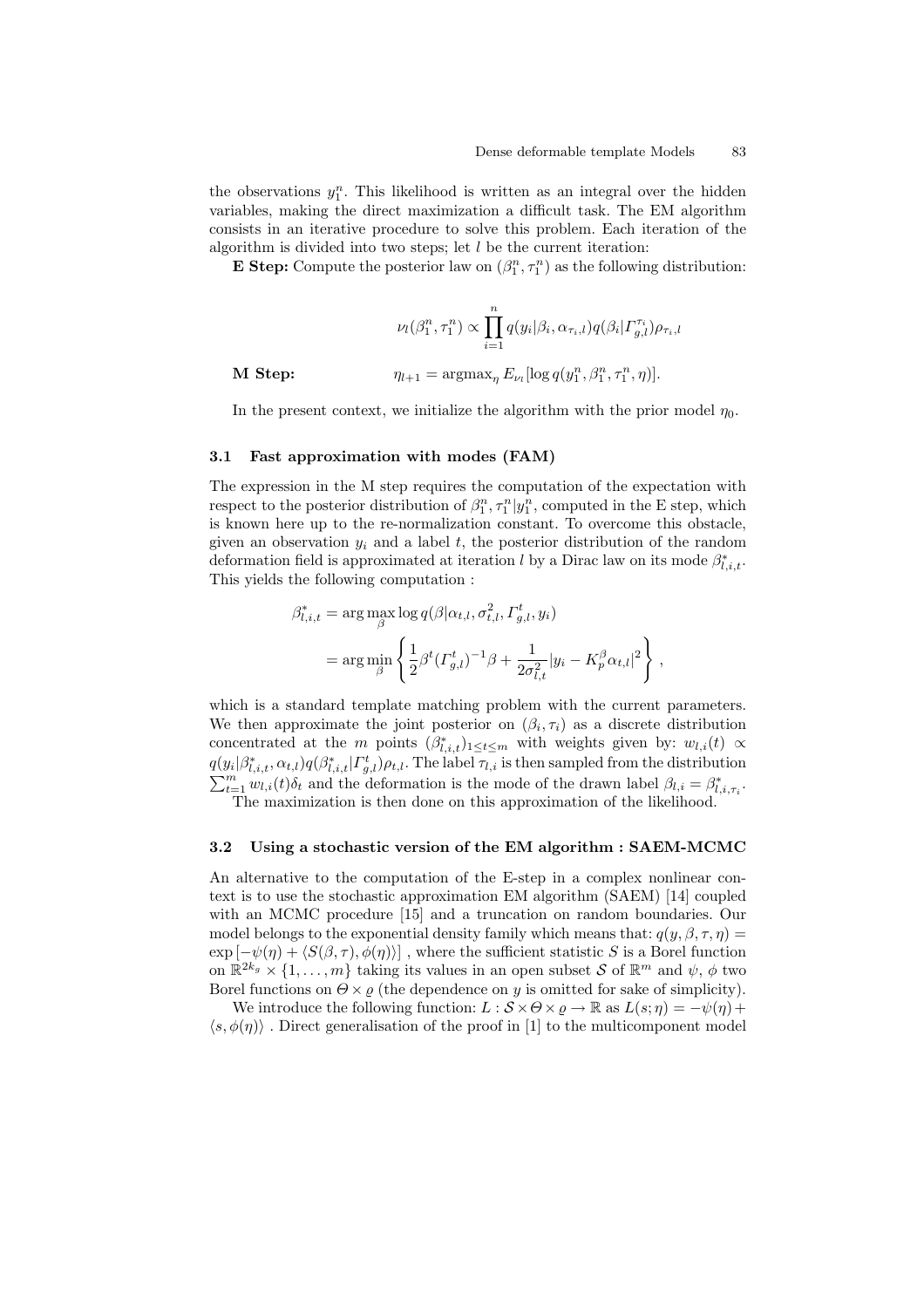the observations $y_1^n$. This likelihood is written as an integral over the hidden variables, making the direct maximization a difficult task. The EM algorithm consists in an iterative procedure to solve this problem. Each iteration of the algorithm is divided into two steps; let $l$ be the current iteration:

**E Step:** Compute the posterior law on $(\beta_1^n, \tau_1^n)$ as the following distribution:

$$\nu_l(\beta_1^n, \tau_1^n) \propto \prod_{i=1}^{n} q(y_i|\beta_i, \alpha_{\tau_i,l}) q(\beta_i|\Gamma_{g,l}^{\tau_i}) \rho_{\tau_i,l}$$

**M Step:**

$$\eta_{l+1} = \text{argmax}_\eta \, E_{\nu_l}[\log q(y_1^n, \beta_1^n, \tau_1^n, \eta)].$$

In the present context, we initialize the algorithm with the prior model $\eta_0$.

### 3.1 Fast approximation with modes (FAM)

The expression in the M step requires the computation of the expectation with respect to the posterior distribution of $\beta_1^n, \tau_1^n | y_1^n$, computed in the E step, which is known here up to the re-normalization constant. To overcome this obstacle, given an observation $y_i$ and a label $t$, the posterior distribution of the random deformation field is approximated at iteration $l$ by a Dirac law on its mode $\beta_{l,i,t}^*$. This yields the following computation :

$$\begin{aligned}
\beta_{l,i,t}^* &= \arg\max_\beta \log q(\beta|\alpha_{t,l}, \sigma_{t,l}^2, \Gamma_{g,l}^t, y_i) \\
&= \arg\min_\beta \left\{ \frac{1}{2} \beta^t (\Gamma_{g,l}^t)^{-1} \beta + \frac{1}{2\sigma_{l,t}^2} |y_i - K_p^\beta \alpha_{t,l}|^2 \right\} ,
\end{aligned}$$

which is a standard template matching problem with the current parameters. We then approximate the joint posterior on $(\beta_i, \tau_i)$ as a discrete distribution concentrated at the $m$ points $(\beta_{l,i,t}^*)_{1 \le t \le m}$ with weights given by: $w_{l,i}(t) \propto q(y_i|\beta_{l,i,t}^*, \alpha_{t,l}) q(\beta_{l,i,t}^*|\Gamma_{g,l}^t) \rho_{t,l}$. The label $\tau_{l,i}$ is then sampled from the distribution $\sum_{t=1}^m w_{l,i}(t) \delta_t$ and the deformation is the mode of the drawn label $\beta_{l,i} = \beta_{l,i,\tau_i}^*$.

The maximization is then done on this approximation of the likelihood.

### 3.2 Using a stochastic version of the EM algorithm : SAEM-MCMC

An alternative to the computation of the E-step in a complex nonlinear context is to use the stochastic approximation EM algorithm (SAEM) [14] coupled with an MCMC procedure [15] and a truncation on random boundaries. Our model belongs to the exponential density family which means that: $q(y, \beta, \tau, \eta) = \exp\left[-\psi(\eta) + \langle S(\beta, \tau), \phi(\eta) \rangle\right]$ , where the sufficient statistic $S$ is a Borel function on $\mathbb{R}^{2k_g} \times \{1, \dots, m\}$ taking its values in an open subset $\mathcal{S}$ of $\mathbb{R}^m$ and $\psi$, $\phi$ two Borel functions on $\Theta \times \varrho$ (the dependence on $y$ is omitted for sake of simplicity).

We introduce the following function: $L : \mathcal{S} \times \Theta \times \varrho \to \mathbb{R}$ as $L(s; \eta) = -\psi(\eta) + \langle s, \phi(\eta) \rangle$ . Direct generalisation of the proof in [1] to the multicomponent model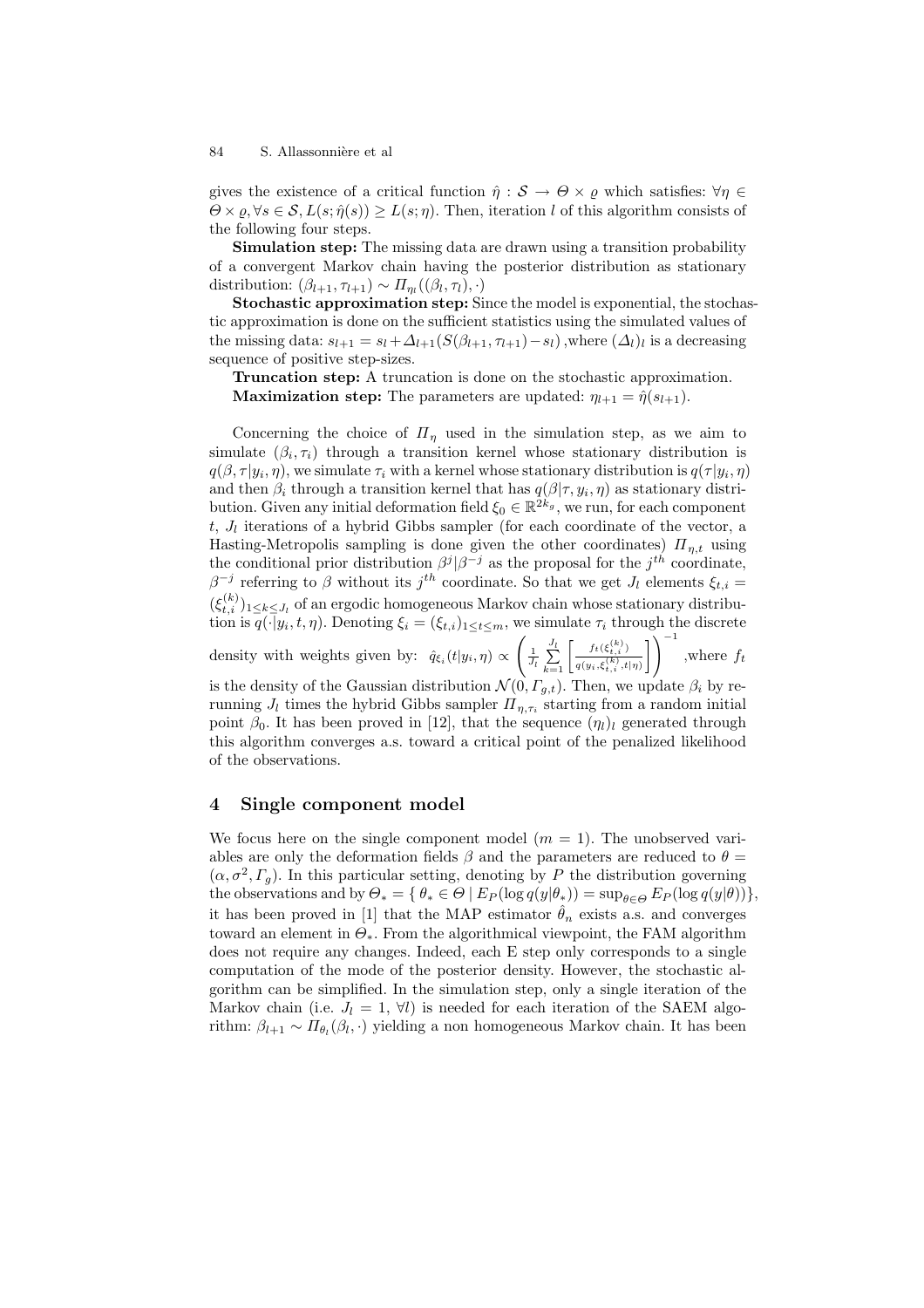gives the existence of a critical function $\hat{\eta} : \mathcal{S} \to \Theta \times \varrho$ which satisfies: $\forall \eta \in \Theta \times \varrho, \forall s \in \mathcal{S}, L(s; \hat{\eta}(s)) \geq L(s; \eta)$. Then, iteration $l$ of this algorithm consists of the following four steps.

**Simulation step:** The missing data are drawn using a transition probability of a convergent Markov chain having the posterior distribution as stationary distribution: $(\beta_{l+1}, \tau_{l+1}) \sim \Pi_{\eta_l}((\beta_l, \tau_l), \cdot)$

**Stochastic approximation step:** Since the model is exponential, the stochastic approximation is done on the sufficient statistics using the simulated values of the missing data: $s_{l+1} = s_l + \Delta_{l+1}(S(\beta_{l+1}, \tau_{l+1}) - s_l)$ ,where $(\Delta_l)_l$ is a decreasing sequence of positive step-sizes.

**Truncation step:** A truncation is done on the stochastic approximation.

**Maximization step:** The parameters are updated: $\eta_{l+1} = \hat{\eta}(s_{l+1})$.

Concerning the choice of $\Pi_\eta$ used in the simulation step, as we aim to simulate $(\beta_i, \tau_i)$ through a transition kernel whose stationary distribution is $q(\beta, \tau|y_i, \eta)$, we simulate $\tau_i$ with a kernel whose stationary distribution is $q(\tau|y_i, \eta)$ and then $\beta_i$ through a transition kernel that has $q(\beta|\tau, y_i, \eta)$ as stationary distribution. Given any initial deformation field $\xi_0 \in \mathbb{R}^{2k_g}$, we run, for each component $t$, $J_l$ iterations of a hybrid Gibbs sampler (for each coordinate of the vector, a Hasting-Metropolis sampling is done given the other coordinates) $\Pi_{\eta,t}$ using the conditional prior distribution $\beta^j|\beta^{-j}$ as the proposal for the $j^{th}$ coordinate, $\beta^{-j}$ referring to $\beta$ without its $j^{th}$ coordinate. So that we get $J_l$ elements $\xi_{t,i} = (\xi_{t,i}^{(k)})_{1 \leq k \leq J_l}$ of an ergodic homogeneous Markov chain whose stationary distribution is $q(\cdot|y_i, t, \eta)$. Denoting $\xi_i = (\xi_{t,i})_{1 \leq t \leq m}$, we simulate $\tau_i$ through the discrete density with weights given by: $\hat{q}_{\xi_i}(t|y_i, \eta) \propto \left( \frac{1}{J_l} \sum_{k=1}^{J_l} \left[ \frac{f_t(\xi_{t,i}^{(k)})}{q(y_i, \xi_{t,i}^{(k)}, t|\eta)} \right] \right)^{-1}$ ,where $f_t$ is the density of the Gaussian distribution $\mathcal{N}(0, \Gamma_{g,t})$. Then, we update $\beta_i$ by re-running $J_l$ times the hybrid Gibbs sampler $\Pi_{\eta,\tau_i}$ starting from a random initial point $\beta_0$. It has been proved in [12], that the sequence $(\eta_l)_l$ generated through this algorithm converges a.s. toward a critical point of the penalized likelihood of the observations.

## 4 Single component model

We focus here on the single component model ($m = 1$). The unobserved variables are only the deformation fields $\beta$ and the parameters are reduced to $\theta = (\alpha, \sigma^2, \Gamma_g)$. In this particular setting, denoting by $P$ the distribution governing the observations and by $\Theta_* = \{ \theta_* \in \Theta \mid E_P(\log q(y|\theta_*)) = \sup_{\theta \in \Theta} E_P(\log q(y|\theta)) \}$, it has been proved in [1] that the MAP estimator $\hat{\theta}_n$ exists a.s. and converges toward an element in $\Theta_*$. From the algorithmical viewpoint, the FAM algorithm does not require any changes. Indeed, each E step only corresponds to a single computation of the mode of the posterior density. However, the stochastic algorithm can be simplified. In the simulation step, only a single iteration of the Markov chain (i.e. $J_l = 1, \forall l$) is needed for each iteration of the SAEM algorithm: $\beta_{l+1} \sim \Pi_{\theta_l}(\beta_l, \cdot)$ yielding a non homogeneous Markov chain. It has been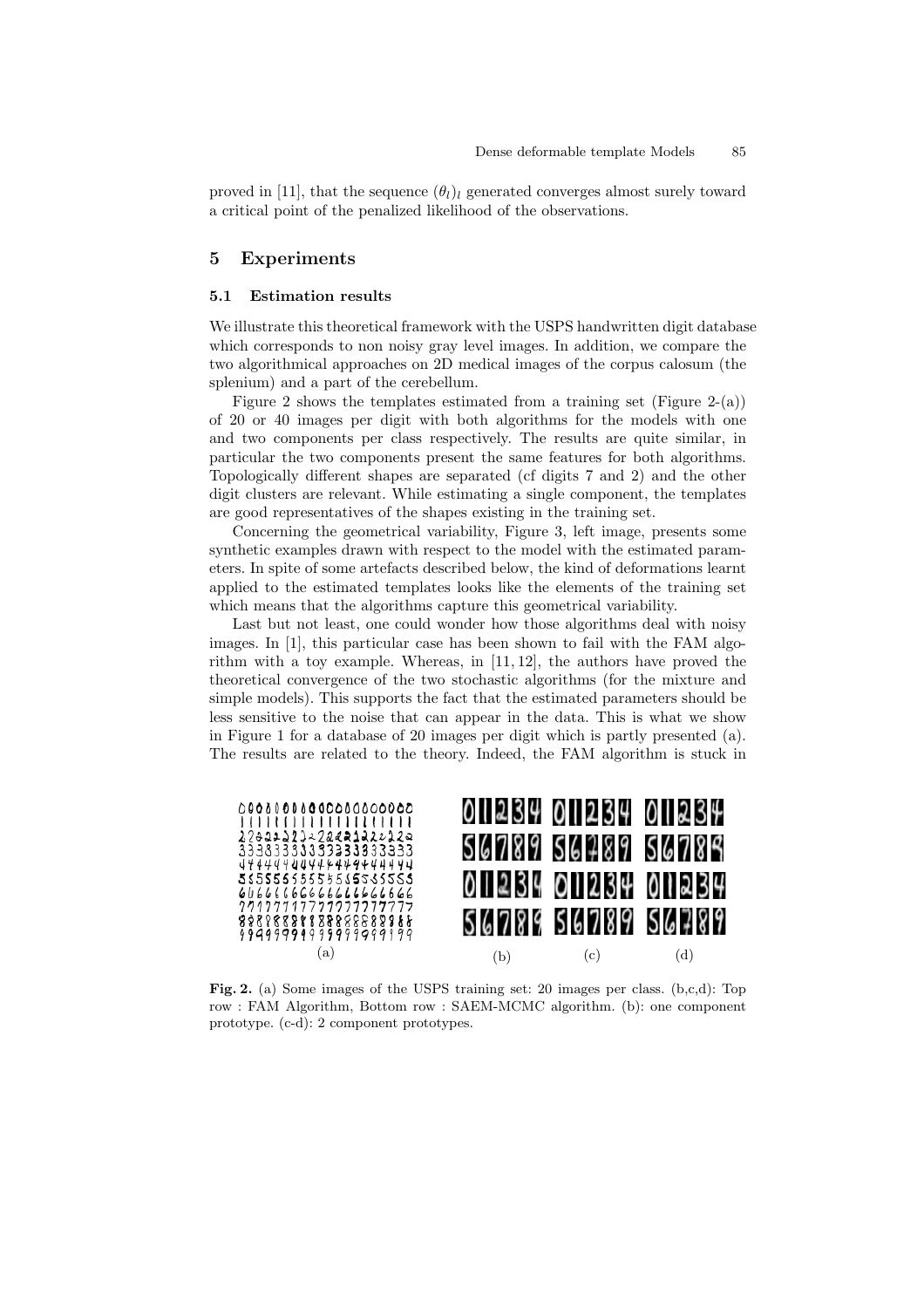proved in [11], that the sequence $(\theta_l)_l$ generated converges almost surely toward a critical point of the penalized likelihood of the observations.

## 5 Experiments

### 5.1 Estimation results

We illustrate this theoretical framework with the USPS handwritten digit database which corresponds to non noisy gray level images. In addition, we compare the two algorithmical approaches on 2D medical images of the corpus calosum (the splenium) and a part of the cerebellum.

Figure 2 shows the templates estimated from a training set (Figure 2-(a)) of 20 or 40 images per digit with both algorithms for the models with one and two components per class respectively. The results are quite similar, in particular the two components present the same features for both algorithms. Topologically different shapes are separated (cf digits 7 and 2) and the other digit clusters are relevant. While estimating a single component, the templates are good representatives of the shapes existing in the training set.

Concerning the geometrical variability, Figure 3, left image, presents some synthetic examples drawn with respect to the model with the estimated parameters. In spite of some artefacts described below, the kind of deformations learnt applied to the estimated templates looks like the elements of the training set which means that the algorithms capture this geometrical variability.

Last but not least, one could wonder how those algorithms deal with noisy images. In [1], this particular case has been shown to fail with the FAM algorithm with a toy example. Whereas, in [11, 12], the authors have proved the theoretical convergence of the two stochastic algorithms (for the mixture and simple models). This supports the fact that the estimated parameters should be less sensitive to the noise that can appear in the data. This is what we show in Figure 1 for a database of 20 images per digit which is partly presented (a). The results are related to the theory. Indeed, the FAM algorithm is stuck in

**Fig. 2.** (a) Some images of the USPS training set: 20 images per class. (b,c,d): Top row : FAM Algorithm, Bottom row : SAEM-MCMC algorithm. (b): one component prototype. (c-d): 2 component prototypes.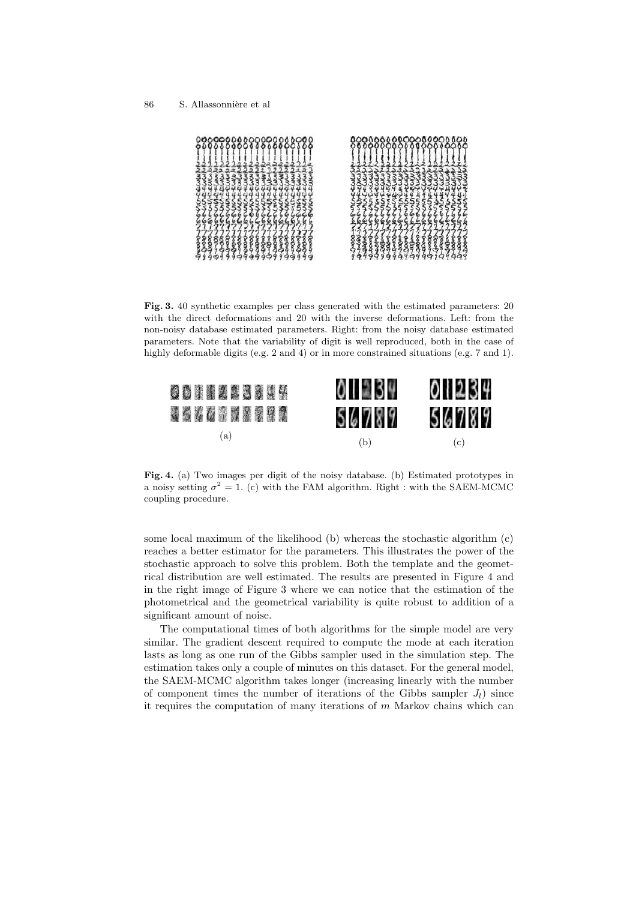**Fig. 3.** 40 synthetic examples per class generated with the estimated parameters: 20 with the direct deformations and 20 with the inverse deformations. Left: from the non-noisy database estimated parameters. Right: from the noisy database estimated parameters. Note that the variability of digit is well reproduced, both in the case of highly deformable digits (e.g. 2 and 4) or in more constrained situations (e.g. 7 and 1).

**Fig. 4.** (a) Two images per digit of the noisy database. (b) Estimated prototypes in a noisy setting $\sigma^2 = 1$. (c) with the FAM algorithm. Right : with the SAEM-MCMC coupling procedure.

some local maximum of the likelihood (b) whereas the stochastic algorithm (c) reaches a better estimator for the parameters. This illustrates the power of the stochastic approach to solve this problem. Both the template and the geometrical distribution are well estimated. The results are presented in Figure 4 and in the right image of Figure 3 where we can notice that the estimation of the photometrical and the geometrical variability is quite robust to addition of a significant amount of noise.

The computational times of both algorithms for the simple model are very similar. The gradient descent required to compute the mode at each iteration lasts as long as one run of the Gibbs sampler used in the simulation step. The estimation takes only a couple of minutes on this dataset. For the general model, the SAEM-MCMC algorithm takes longer (increasing linearly with the number of component times the number of iterations of the Gibbs sampler $J_l$) since it requires the computation of many iterations of $m$ Markov chains which can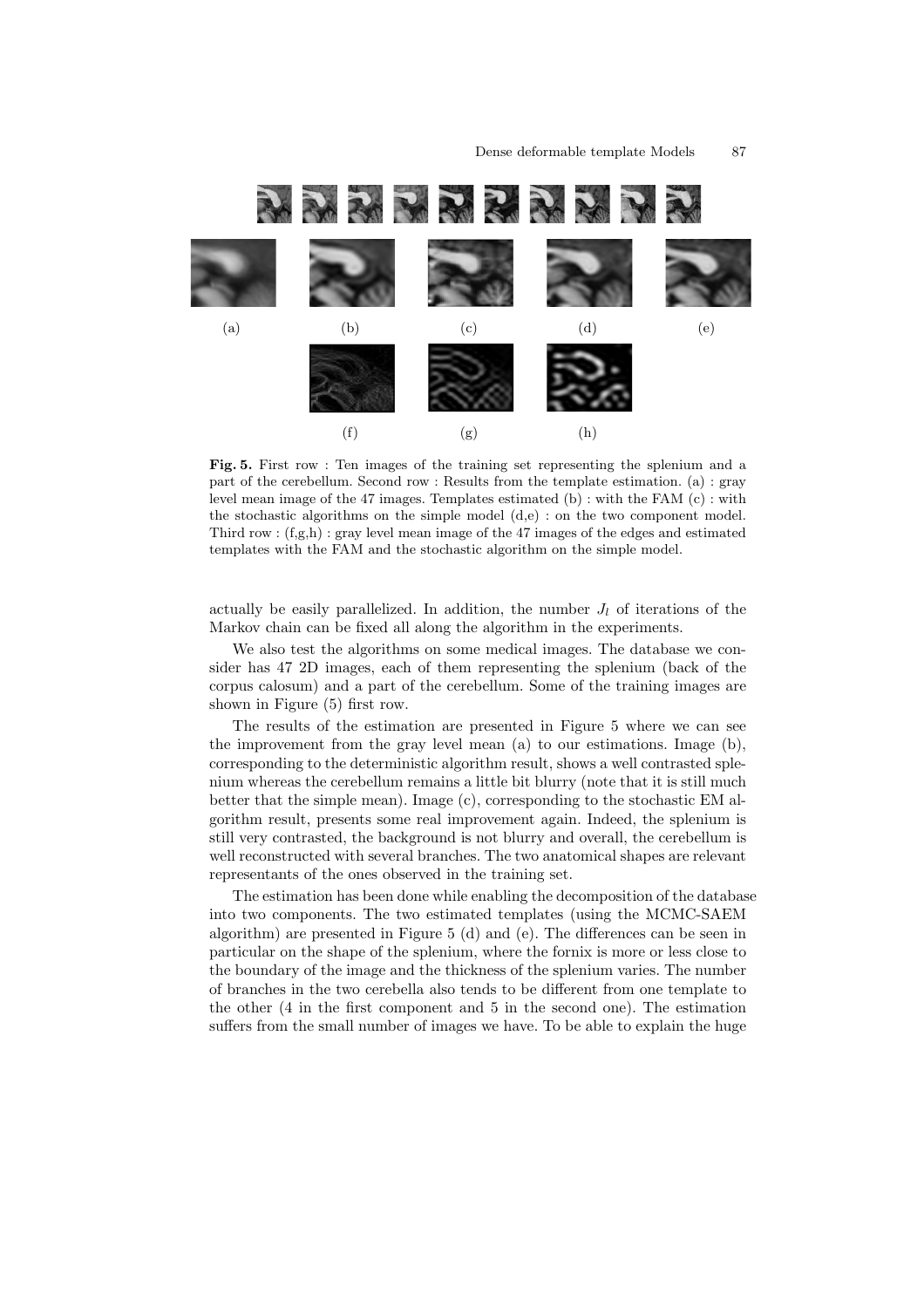(a) (b) (c) (d) (e)

(f) (g) (h)

**Fig. 5.** First row : Ten images of the training set representing the splenium and a part of the cerebellum. Second row : Results from the template estimation. (a) : gray level mean image of the 47 images. Templates estimated (b) : with the FAM (c) : with the stochastic algorithms on the simple model (d,e) : on the two component model. Third row : (f,g,h) : gray level mean image of the 47 images of the edges and estimated templates with the FAM and the stochastic algorithm on the simple model.

actually be easily parallelized. In addition, the number $J_l$ of iterations of the Markov chain can be fixed all along the algorithm in the experiments.

We also test the algorithms on some medical images. The database we consider has 47 2D images, each of them representing the splenium (back of the corpus calosum) and a part of the cerebellum. Some of the training images are shown in Figure (5) first row.

The results of the estimation are presented in Figure 5 where we can see the improvement from the gray level mean (a) to our estimations. Image (b), corresponding to the deterministic algorithm result, shows a well contrasted splenium whereas the cerebellum remains a little bit blurry (note that it is still much better that the simple mean). Image (c), corresponding to the stochastic EM algorithm result, presents some real improvement again. Indeed, the splenium is still very contrasted, the background is not blurry and overall, the cerebellum is well reconstructed with several branches. The two anatomical shapes are relevant representants of the ones observed in the training set.

The estimation has been done while enabling the decomposition of the database into two components. The two estimated templates (using the MCMC-SAEM algorithm) are presented in Figure 5 (d) and (e). The differences can be seen in particular on the shape of the splenium, where the fornix is more or less close to the boundary of the image and the thickness of the splenium varies. The number of branches in the two cerebella also tends to be different from one template to the other (4 in the first component and 5 in the second one). The estimation suffers from the small number of images we have. To be able to explain the huge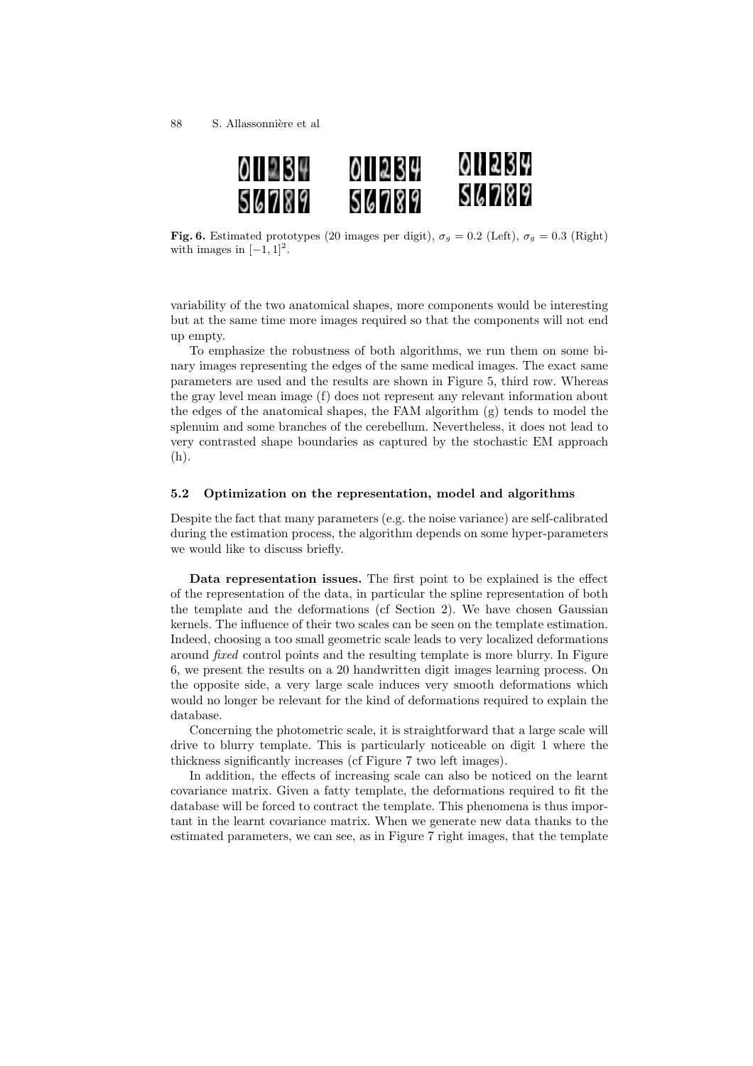**Fig. 6.** Estimated prototypes (20 images per digit), $\sigma_g = 0.2$ (Left), $\sigma_g = 0.3$ (Right) with images in $[-1, 1]^2$.

variability of the two anatomical shapes, more components would be interesting but at the same time more images required so that the components will not end up empty.

To emphasize the robustness of both algorithms, we run them on some binary images representing the edges of the same medical images. The exact same parameters are used and the results are shown in Figure 5, third row. Whereas the gray level mean image (f) does not represent any relevant information about the edges of the anatomical shapes, the FAM algorithm (g) tends to model the splenuim and some branches of the cerebellum. Nevertheless, it does not lead to very contrasted shape boundaries as captured by the stochastic EM approach (h).

### 5.2 Optimization on the representation, model and algorithms

Despite the fact that many parameters (e.g. the noise variance) are self-calibrated during the estimation process, the algorithm depends on some hyper-parameters we would like to discuss briefly.

**Data representation issues.** The first point to be explained is the effect of the representation of the data, in particular the spline representation of both the template and the deformations (cf Section 2). We have chosen Gaussian kernels. The influence of their two scales can be seen on the template estimation. Indeed, choosing a too small geometric scale leads to very localized deformations around *fixed* control points and the resulting template is more blurry. In Figure 6, we present the results on a 20 handwritten digit images learning process. On the opposite side, a very large scale induces very smooth deformations which would no longer be relevant for the kind of deformations required to explain the database.

Concerning the photometric scale, it is straightforward that a large scale will drive to blurry template. This is particularly noticeable on digit 1 where the thickness significantly increases (cf Figure 7 two left images).

In addition, the effects of increasing scale can also be noticed on the learnt covariance matrix. Given a fatty template, the deformations required to fit the database will be forced to contract the template. This phenomena is thus important in the learnt covariance matrix. When we generate new data thanks to the estimated parameters, we can see, as in Figure 7 right images, that the template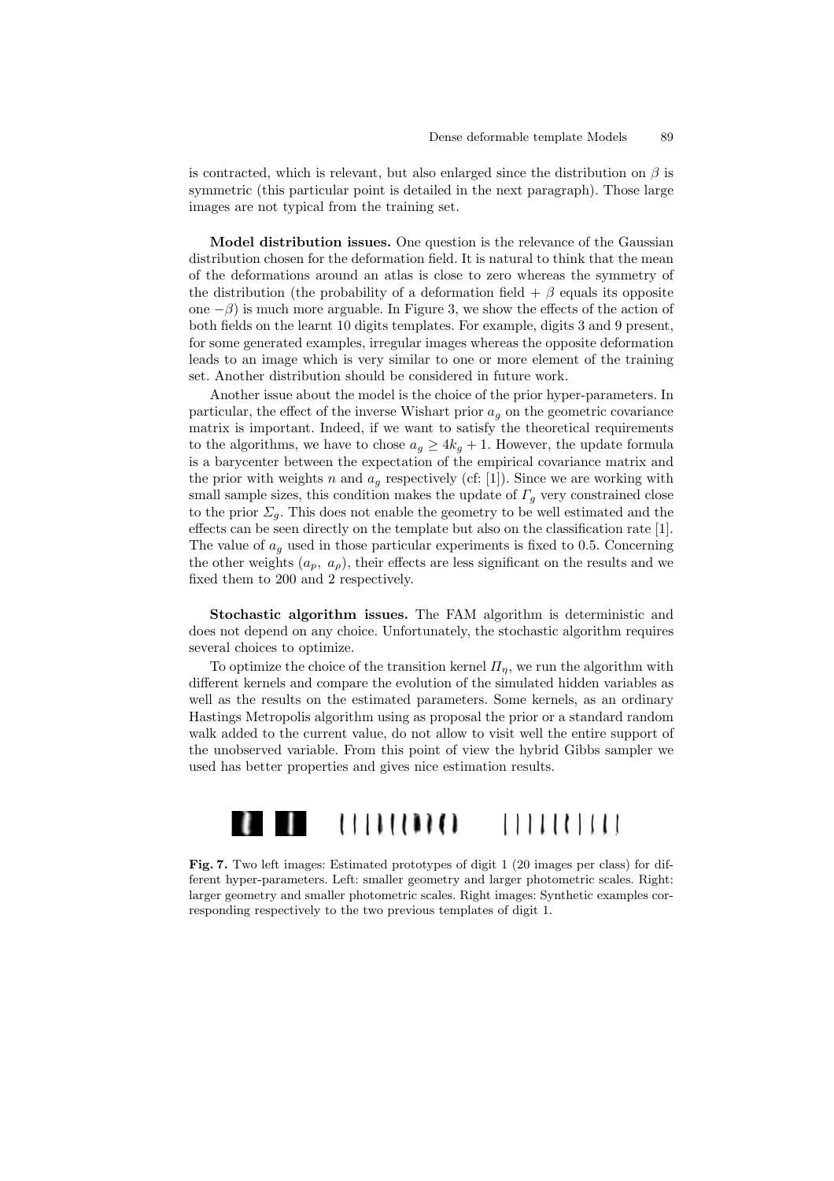is contracted, which is relevant, but also enlarged since the distribution on $\beta$ is symmetric (this particular point is detailed in the next paragraph). Those large images are not typical from the training set.

**Model distribution issues.** One question is the relevance of the Gaussian distribution chosen for the deformation field. It is natural to think that the mean of the deformations around an atlas is close to zero whereas the symmetry of the distribution (the probability of a deformation field $+\ \beta$ equals its opposite one $-\beta$) is much more arguable. In Figure 3, we show the effects of the action of both fields on the learnt 10 digits templates. For example, digits 3 and 9 present, for some generated examples, irregular images whereas the opposite deformation leads to an image which is very similar to one or more element of the training set. Another distribution should be considered in future work.

Another issue about the model is the choice of the prior hyper-parameters. In particular, the effect of the inverse Wishart prior $a_g$ on the geometric covariance matrix is important. Indeed, if we want to satisfy the theoretical requirements to the algorithms, we have to chose $a_g \geq 4k_g + 1$. However, the update formula is a barycenter between the expectation of the empirical covariance matrix and the prior with weights $n$ and $a_g$ respectively (cf: [1]). Since we are working with small sample sizes, this condition makes the update of $\Gamma_g$ very constrained close to the prior $\Sigma_g$. This does not enable the geometry to be well estimated and the effects can be seen directly on the template but also on the classification rate [1]. The value of $a_g$ used in those particular experiments is fixed to 0.5. Concerning the other weights $(a_p,\ a_\rho)$, their effects are less significant on the results and we fixed them to 200 and 2 respectively.

**Stochastic algorithm issues.** The FAM algorithm is deterministic and does not depend on any choice. Unfortunately, the stochastic algorithm requires several choices to optimize.

To optimize the choice of the transition kernel $\Pi_\eta$, we run the algorithm with different kernels and compare the evolution of the simulated hidden variables as well as the results on the estimated parameters. Some kernels, as an ordinary Hastings Metropolis algorithm using as proposal the prior or a standard random walk added to the current value, do not allow to visit well the entire support of the unobserved variable. From this point of view the hybrid Gibbs sampler we used has better properties and gives nice estimation results.

**Fig. 7.** Two left images: Estimated prototypes of digit 1 (20 images per class) for different hyper-parameters. Left: smaller geometry and larger photometric scales. Right: larger geometry and smaller photometric scales. Right images: Synthetic examples corresponding respectively to the two previous templates of digit 1.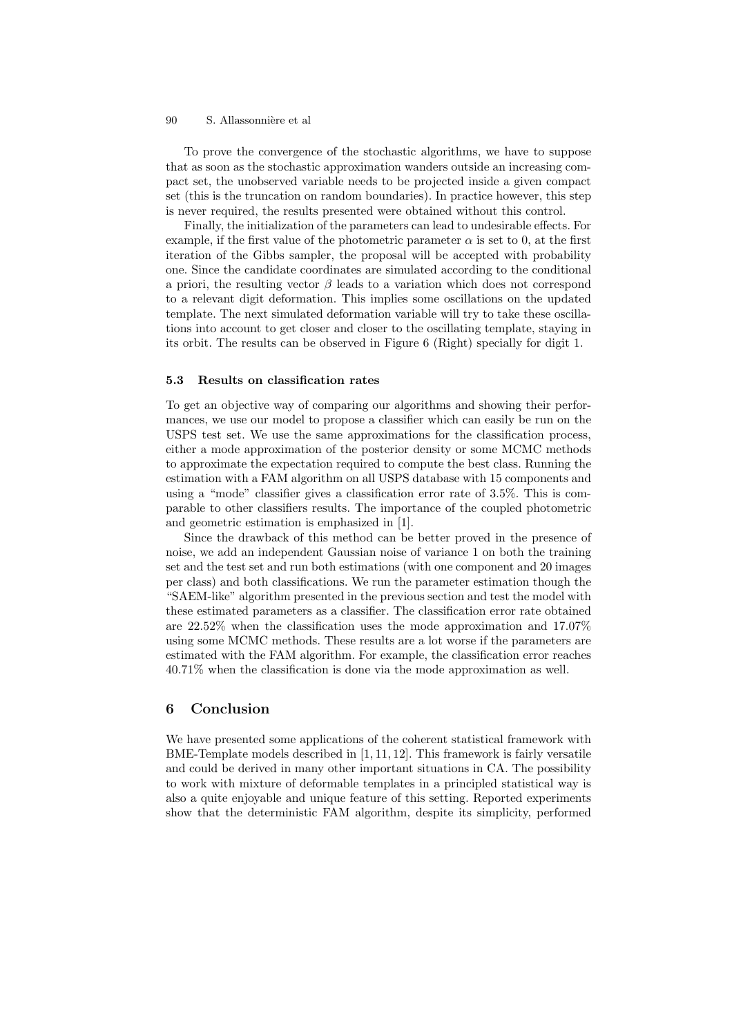To prove the convergence of the stochastic algorithms, we have to suppose that as soon as the stochastic approximation wanders outside an increasing compact set, the unobserved variable needs to be projected inside a given compact set (this is the truncation on random boundaries). In practice however, this step is never required, the results presented were obtained without this control.

Finally, the initialization of the parameters can lead to undesirable effects. For example, if the first value of the photometric parameter $\alpha$ is set to 0, at the first iteration of the Gibbs sampler, the proposal will be accepted with probability one. Since the candidate coordinates are simulated according to the conditional a priori, the resulting vector $\beta$ leads to a variation which does not correspond to a relevant digit deformation. This implies some oscillations on the updated template. The next simulated deformation variable will try to take these oscillations into account to get closer and closer to the oscillating template, staying in its orbit. The results can be observed in Figure 6 (Right) specially for digit 1.

### 5.3 Results on classification rates

To get an objective way of comparing our algorithms and showing their performances, we use our model to propose a classifier which can easily be run on the USPS test set. We use the same approximations for the classification process, either a mode approximation of the posterior density or some MCMC methods to approximate the expectation required to compute the best class. Running the estimation with a FAM algorithm on all USPS database with 15 components and using a "mode" classifier gives a classification error rate of 3.5%. This is comparable to other classifiers results. The importance of the coupled photometric and geometric estimation is emphasized in [1].

Since the drawback of this method can be better proved in the presence of noise, we add an independent Gaussian noise of variance 1 on both the training set and the test set and run both estimations (with one component and 20 images per class) and both classifications. We run the parameter estimation though the "SAEM-like" algorithm presented in the previous section and test the model with these estimated parameters as a classifier. The classification error rate obtained are 22.52% when the classification uses the mode approximation and 17.07% using some MCMC methods. These results are a lot worse if the parameters are estimated with the FAM algorithm. For example, the classification error reaches 40.71% when the classification is done via the mode approximation as well.

## 6 Conclusion

We have presented some applications of the coherent statistical framework with BME-Template models described in [1, 11, 12]. This framework is fairly versatile and could be derived in many other important situations in CA. The possibility to work with mixture of deformable templates in a principled statistical way is also a quite enjoyable and unique feature of this setting. Reported experiments show that the deterministic FAM algorithm, despite its simplicity, performed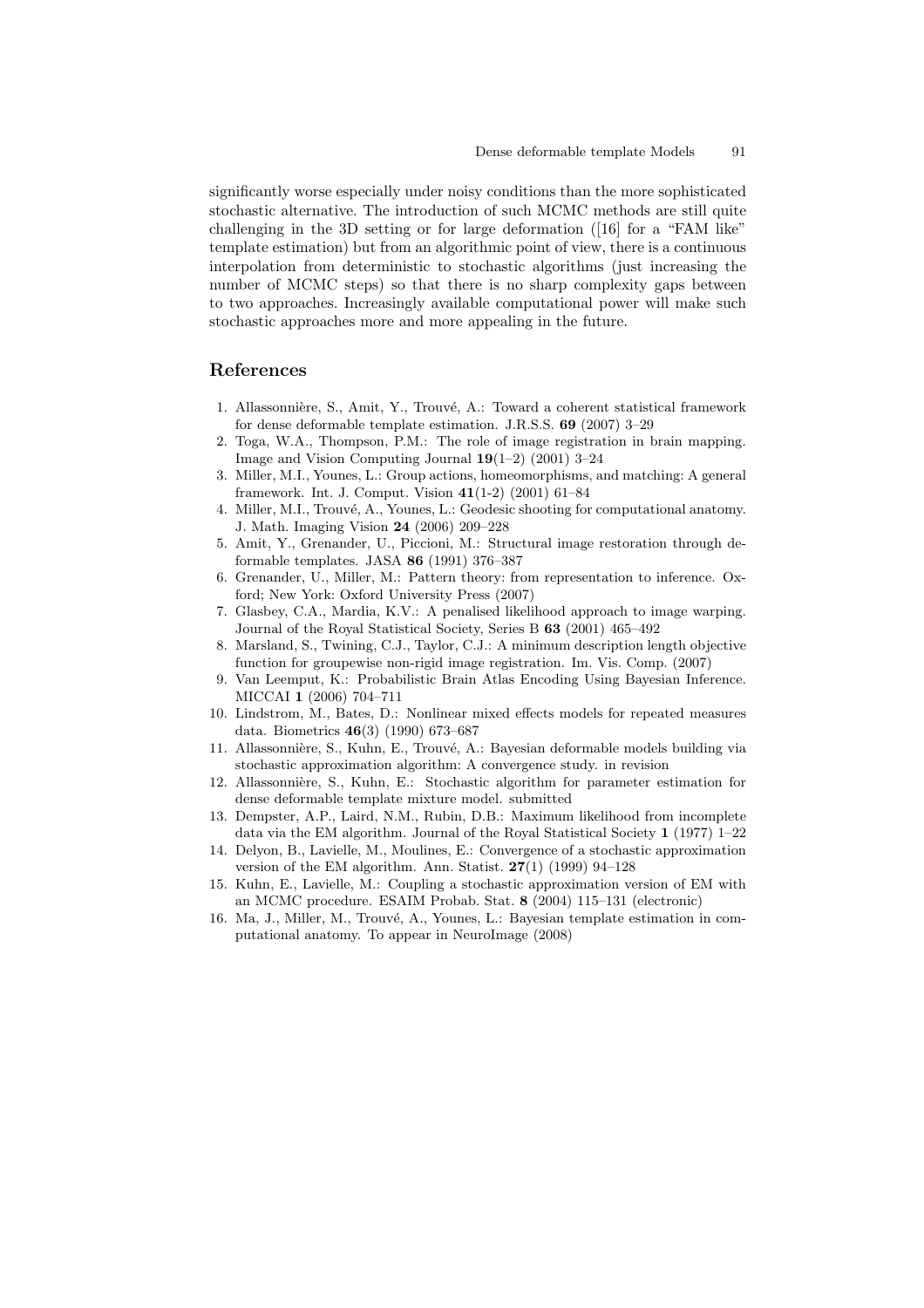significantly worse especially under noisy conditions than the more sophisticated stochastic alternative. The introduction of such MCMC methods are still quite challenging in the 3D setting or for large deformation ([16] for a "FAM like" template estimation) but from an algorithmic point of view, there is a continuous interpolation from deterministic to stochastic algorithms (just increasing the number of MCMC steps) so that there is no sharp complexity gaps between to two approaches. Increasingly available computational power will make such stochastic approaches more and more appealing in the future.

## References

1. Allassonnière, S., Amit, Y., Trouvé, A.: Toward a coherent statistical framework for dense deformable template estimation. J.R.S.S. **69** (2007) 3–29
2. Toga, W.A., Thompson, P.M.: The role of image registration in brain mapping. Image and Vision Computing Journal **19**(1–2) (2001) 3–24
3. Miller, M.I., Younes, L.: Group actions, homeomorphisms, and matching: A general framework. Int. J. Comput. Vision **41**(1-2) (2001) 61–84
4. Miller, M.I., Trouvé, A., Younes, L.: Geodesic shooting for computational anatomy. J. Math. Imaging Vision **24** (2006) 209–228
5. Amit, Y., Grenander, U., Piccioni, M.: Structural image restoration through deformable templates. JASA **86** (1991) 376–387
6. Grenander, U., Miller, M.: Pattern theory: from representation to inference. Oxford; New York: Oxford University Press (2007)
7. Glasbey, C.A., Mardia, K.V.: A penalised likelihood approach to image warping. Journal of the Royal Statistical Society, Series B **63** (2001) 465–492
8. Marsland, S., Twining, C.J., Taylor, C.J.: A minimum description length objective function for groupewise non-rigid image registration. Im. Vis. Comp. (2007)
9. Van Leemput, K.: Probabilistic Brain Atlas Encoding Using Bayesian Inference. MICCAI **1** (2006) 704–711
10. Lindstrom, M., Bates, D.: Nonlinear mixed effects models for repeated measures data. Biometrics **46**(3) (1990) 673–687
11. Allassonnière, S., Kuhn, E., Trouvé, A.: Bayesian deformable models building via stochastic approximation algorithm: A convergence study. in revision
12. Allassonnière, S., Kuhn, E.: Stochastic algorithm for parameter estimation for dense deformable template mixture model. submitted
13. Dempster, A.P., Laird, N.M., Rubin, D.B.: Maximum likelihood from incomplete data via the EM algorithm. Journal of the Royal Statistical Society **1** (1977) 1–22
14. Delyon, B., Lavielle, M., Moulines, E.: Convergence of a stochastic approximation version of the EM algorithm. Ann. Statist. **27**(1) (1999) 94–128
15. Kuhn, E., Lavielle, M.: Coupling a stochastic approximation version of EM with an MCMC procedure. ESAIM Probab. Stat. **8** (2004) 115–131 (electronic)
16. Ma, J., Miller, M., Trouvé, A., Younes, L.: Bayesian template estimation in computational anatomy. To appear in NeuroImage (2008)